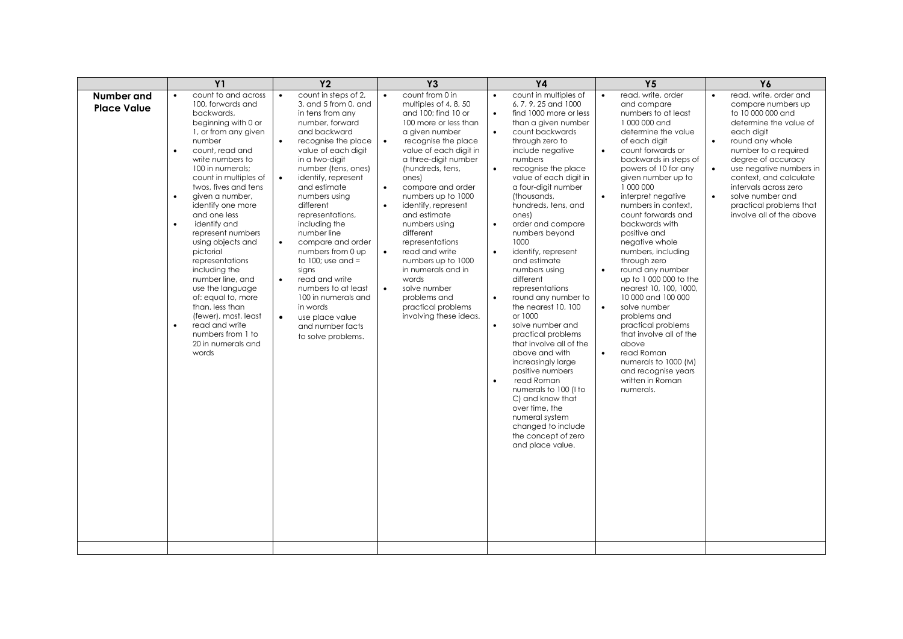| | Y1 | Y2 | Y3 | Y4 | Y5 | Y6 |
|---|---|---|---|---|---|---|
| **Number and Place Value** | • count to and across 100, forwards and backwards, beginning with 0 or 1, or from any given number<br>• count, read and write numbers to 100 in numerals; count in multiples of twos, fives and tens<br>• given a number, identify one more and one less<br>• identify and represent numbers using objects and pictorial representations including the number line, and use the language of: equal to, more than, less than (fewer), most, least<br>• read and write numbers from 1 to 20 in numerals and words | • count in steps of 2, 3, and 5 from 0, and in tens from any number, forward and backward<br>• recognise the place value of each digit in a two-digit number (tens, ones)<br>• identify, represent and estimate numbers using different representations, including the number line<br>• compare and order numbers from 0 up to 100; use and = signs<br>• read and write numbers to at least 100 in numerals and in words<br>• use place value and number facts to solve problems. | • count from 0 in multiples of 4, 8, 50 and 100; find 10 or 100 more or less than a given number<br>• recognise the place value of each digit in a three-digit number (hundreds, tens, ones)<br>• compare and order numbers up to 1000<br>• identify, represent and estimate numbers using different representations<br>• read and write numbers up to 1000 in numerals and in words<br>• solve number problems and practical problems involving these ideas. | • count in multiples of 6, 7, 9, 25 and 1000<br>• find 1000 more or less than a given number<br>• count backwards through zero to include negative numbers<br>• recognise the place value of each digit in a four-digit number (thousands, hundreds, tens, and ones)<br>• order and compare numbers beyond 1000<br>• identify, represent and estimate numbers using different representations<br>• round any number to the nearest 10, 100 or 1000<br>• solve number and practical problems that involve all of the above and with increasingly large positive numbers<br>• read Roman numerals to 100 (I to C) and know that over time, the numeral system changed to include the concept of zero and place value. | • read, write, order and compare numbers to at least 1 000 000 and determine the value of each digit<br>• count forwards or backwards in steps of powers of 10 for any given number up to 1 000 000<br>• interpret negative numbers in context, count forwards and backwards with positive and negative whole numbers, including through zero<br>• round any number up to 1 000 000 to the nearest 10, 100, 1000, 10 000 and 100 000<br>• solve number problems and practical problems that involve all of the above<br>• read Roman numerals to 1000 (M) and recognise years written in Roman numerals. | • read, write, order and compare numbers up to 10 000 000 and determine the value of each digit<br>• round any whole number to a required degree of accuracy<br>• use negative numbers in context, and calculate intervals across zero<br>• solve number and practical problems that involve all of the above |
| | | | | | | |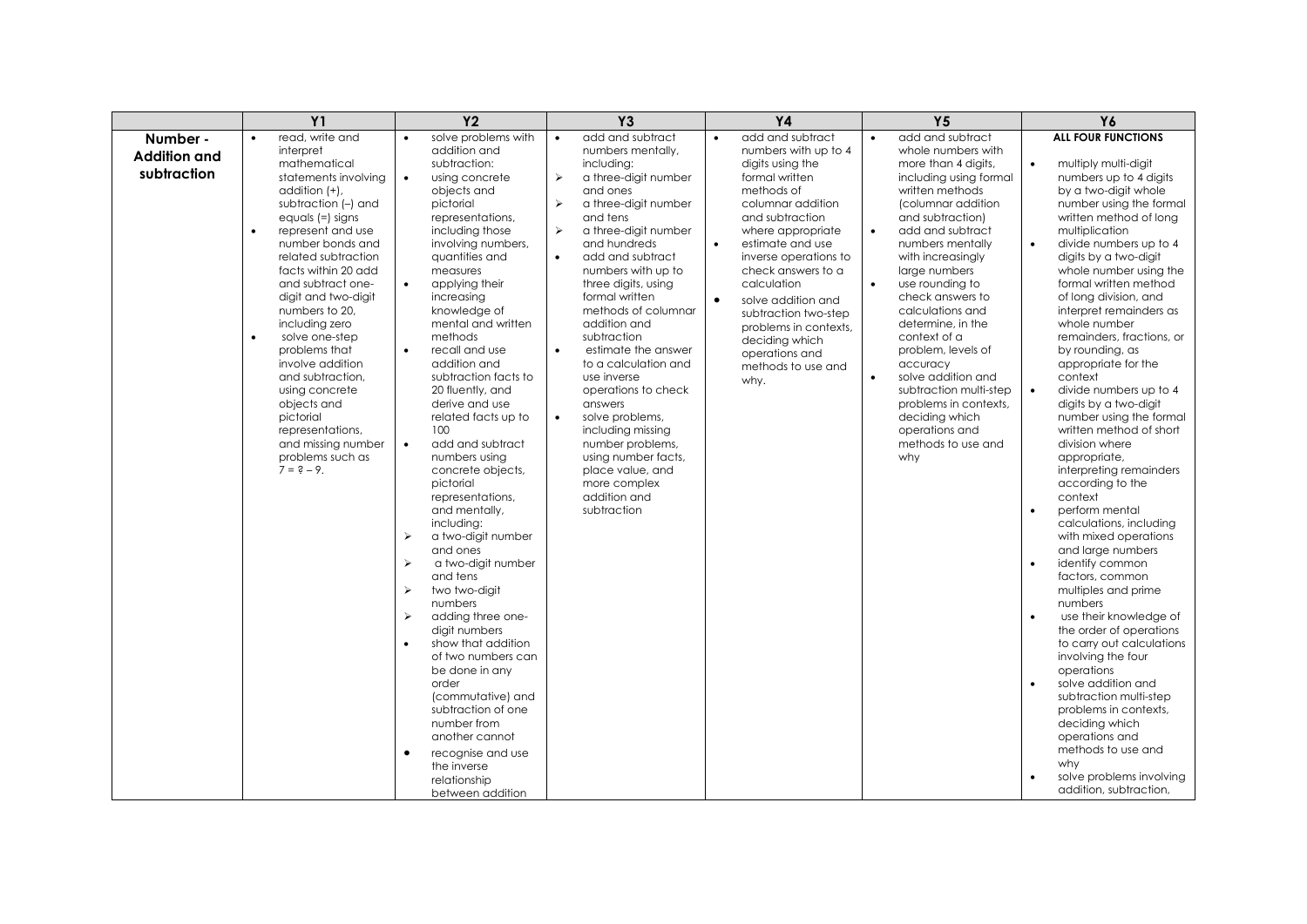| | Y1 | Y2 | Y3 | Y4 | Y5 | Y6 |
|---|---|---|---|---|---|---|
| **Number - Addition and subtraction** | • read, write and interpret mathematical statements involving addition (+), subtraction (–) and equals (=) signs<br>• represent and use number bonds and related subtraction facts within 20 add and subtract one-digit and two-digit numbers to 20, including zero<br>• solve one-step problems that involve addition and subtraction, using concrete objects and pictorial representations, and missing number problems such as 7 = ? – 9. | • solve problems with addition and subtraction:<br>• using concrete objects and pictorial representations, including those involving numbers, quantities and measures<br>• applying their increasing knowledge of mental and written methods<br>• recall and use addition and subtraction facts to 20 fluently, and derive and use related facts up to 100<br>• add and subtract numbers using concrete objects, pictorial representations, and mentally, including:<br>➢ a two-digit number and ones<br>➢ a two-digit number and tens<br>➢ two two-digit numbers<br>➢ adding three one-digit numbers<br>• show that addition of two numbers can be done in any order (commutative) and subtraction of one number from another cannot<br>• recognise and use the inverse relationship between addition | • add and subtract numbers mentally, including:<br>➢ a three-digit number and ones<br>➢ a three-digit number and tens<br>➢ a three-digit number and hundreds<br>• add and subtract numbers with up to three digits, using formal written methods of columnar addition and subtraction<br>• estimate the answer to a calculation and use inverse operations to check answers<br>• solve problems, including missing number problems, using number facts, place value, and more complex addition and subtraction | • add and subtract numbers with up to 4 digits using the formal written methods of columnar addition and subtraction where appropriate<br>• estimate and use inverse operations to check answers to a calculation<br>• solve addition and subtraction two-step problems in contexts, deciding which operations and methods to use and why. | • add and subtract whole numbers with more than 4 digits, including using formal written methods (columnar addition and subtraction)<br>• add and subtract numbers mentally with increasingly large numbers<br>• use rounding to check answers to calculations and determine, in the context of a problem, levels of accuracy<br>• solve addition and subtraction multi-step problems in contexts, deciding which operations and methods to use and why | **ALL FOUR FUNCTIONS**<br>• multiply multi-digit numbers up to 4 digits by a two-digit whole number using the formal written method of long multiplication<br>• divide numbers up to 4 digits by a two-digit whole number using the formal written method of long division, and interpret remainders as whole number remainders, fractions, or by rounding, as appropriate for the context<br>• divide numbers up to 4 digits by a two-digit number using the formal written method of short division where appropriate, interpreting remainders according to the context<br>• perform mental calculations, including with mixed operations and large numbers<br>• identify common factors, common multiples and prime numbers<br>• use their knowledge of the order of operations to carry out calculations involving the four operations<br>• solve addition and subtraction multi-step problems in contexts, deciding which operations and methods to use and why<br>• solve problems involving addition, subtraction, |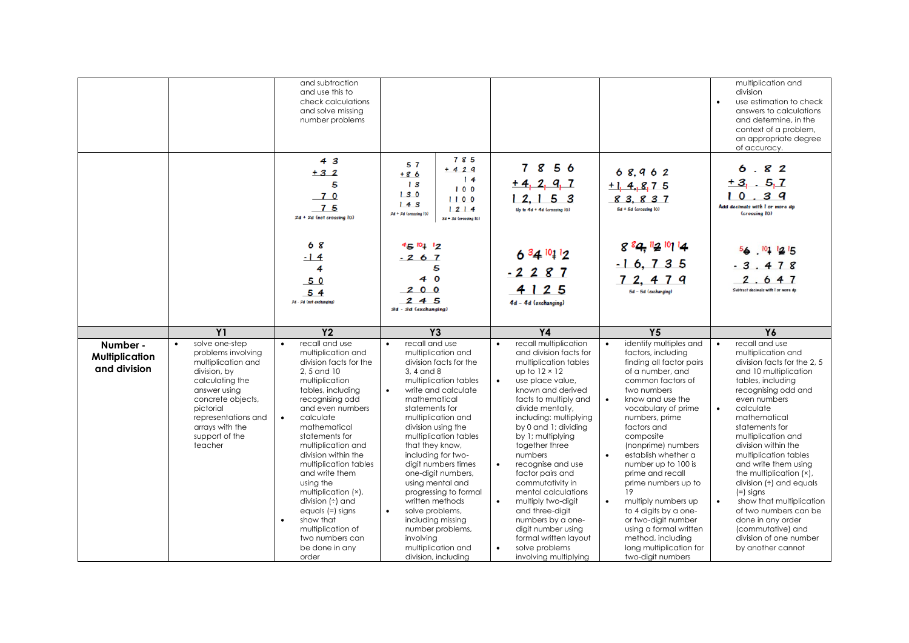|  |  |  |  |  |  |  |
|---|---|---|---|---|---|---|
|  |  | and subtraction and use this to check calculations and solve missing number problems |  |  |  | multiplication and division<br>• use estimation to check answers to calculations and determine, in the context of a problem, an appropriate degree of accuracy. |
|  |  | 43 + 32 = 5, 70, 75<br>2d + 2d (not crossing 10)<br><br>68 − 14 = 4, 50, 54<br>2d − 2d (not exchanging) | 57 + 86 = 13, 130, 143<br>2d + 2d (crossing 10)<br><br>785 + 429 = 14, 100, 1100, 1214<br>3d + 3d (crossing 10)<br><br>512 − 267 = 5, 40, 200, 245<br>3d − 3d (exchanging) | 7856 + 4297 = 12,153<br>Up to 4d + 4d (crossing 10)<br><br>6412 − 2287 = 4125<br>4d − 4d (exchanging) | 68,962 + 14,875 = 83,837<br>5d + 5d (crossing 10)<br><br>89,214 − 16,735 = 72,479<br>5d − 5d (exchanging) | 6.82 + 3.57 = 10.39<br>Add decimals with 1 or more dp (crossing 10)<br><br>6.125 − 3.478 = 2.647<br>Subtract decimals with 1 or more dp |
|  | **Y1** | **Y2** | **Y3** | **Y4** | **Y5** | **Y6** |
| **Number - Multiplication and division** | • solve one-step problems involving multiplication and division, by calculating the answer using concrete objects, pictorial representations and arrays with the support of the teacher | • recall and use multiplication and division facts for the 2, 5 and 10 multiplication tables, including recognising odd and even numbers<br>• calculate mathematical statements for multiplication and division within the multiplication tables and write them using the multiplication (×), division (÷) and equals (=) signs<br>• show that multiplication of two numbers can be done in any order | • recall and use multiplication and division facts for the 3, 4 and 8 multiplication tables<br>• write and calculate mathematical statements for multiplication and division using the multiplication tables that they know, including for two-digit numbers times one-digit numbers, using mental and progressing to formal written methods<br>• solve problems, including missing number problems, involving multiplication and division, including | • recall multiplication and division facts for multiplication tables up to 12 × 12<br>• use place value, known and derived facts to multiply and divide mentally, including: multiplying by 0 and 1; dividing by 1; multiplying together three numbers<br>• recognise and use factor pairs and commutativity in mental calculations<br>• multiply two-digit and three-digit numbers by a one-digit number using formal written layout<br>• solve problems involving multiplying | • identify multiples and factors, including finding all factor pairs of a number, and common factors of two numbers<br>• know and use the vocabulary of prime numbers, prime factors and composite (nonprime) numbers<br>• establish whether a number up to 100 is prime and recall prime numbers up to 19<br>• multiply numbers up to 4 digits by a one- or two-digit number using a formal written method, including long multiplication for two-digit numbers | • recall and use multiplication and division facts for the 2, 5 and 10 multiplication tables, including recognising odd and even numbers<br>• calculate mathematical statements for multiplication and division within the multiplication tables and write them using the multiplication (×), division (÷) and equals (=) signs<br>• show that multiplication of two numbers can be done in any order (commutative) and division of one number by another cannot |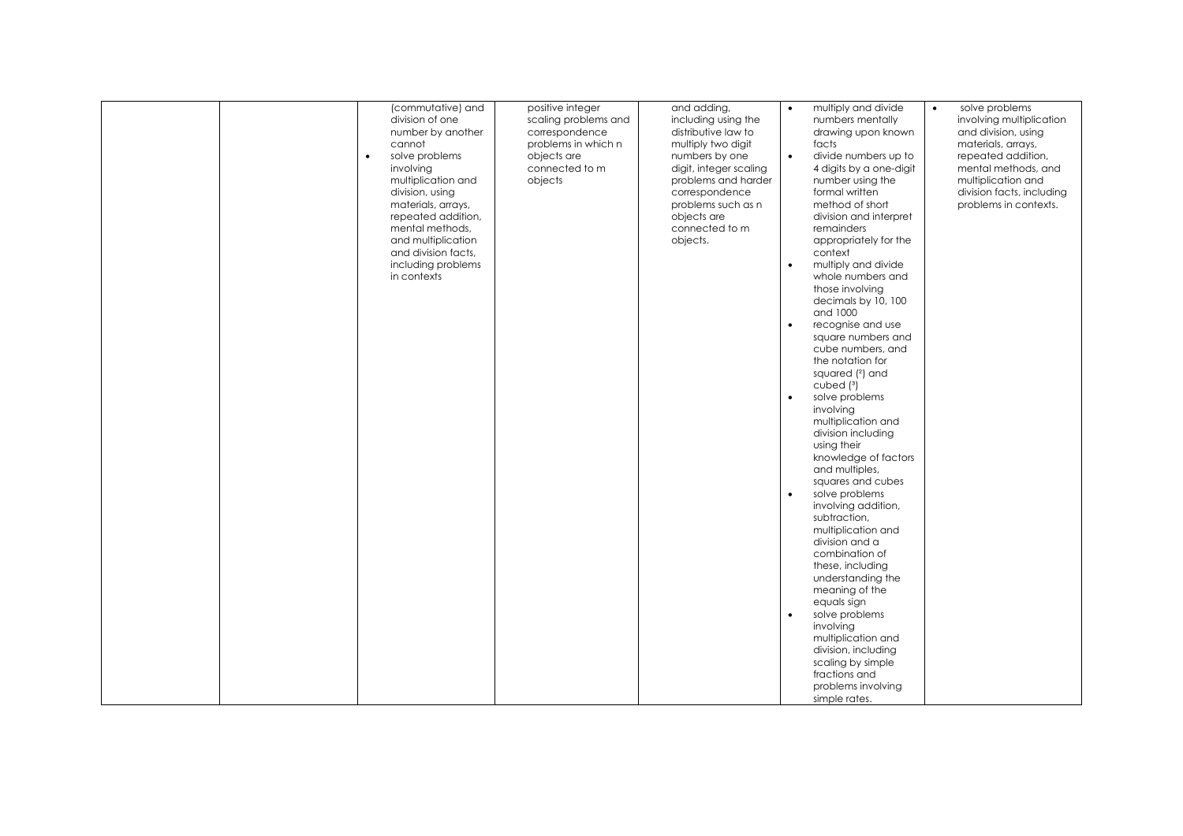| | | | | | | |
|---|---|---|---|---|---|---|
| | | (commutative) and division of one number by another cannot<br>• solve problems involving multiplication and division, using materials, arrays, repeated addition, mental methods, and multiplication and division facts, including problems in contexts | positive integer scaling problems and correspondence problems in which n objects are connected to m objects | and adding, including using the distributive law to multiply two digit numbers by one digit, integer scaling problems and harder correspondence problems such as n objects are connected to m objects. | • multiply and divide numbers mentally drawing upon known facts<br>• divide numbers up to 4 digits by a one-digit number using the formal written method of short division and interpret remainders appropriately for the context<br>• multiply and divide whole numbers and those involving decimals by 10, 100 and 1000<br>• recognise and use square numbers and cube numbers, and the notation for squared ($^2$) and cubed ($^3$)<br>• solve problems involving multiplication and division including using their knowledge of factors and multiples, squares and cubes<br>• solve problems involving addition, subtraction, multiplication and division and a combination of these, including understanding the meaning of the equals sign<br>• solve problems involving multiplication and division, including scaling by simple fractions and problems involving simple rates. | • solve problems involving multiplication and division, using materials, arrays, repeated addition, mental methods, and multiplication and division facts, including problems in contexts. |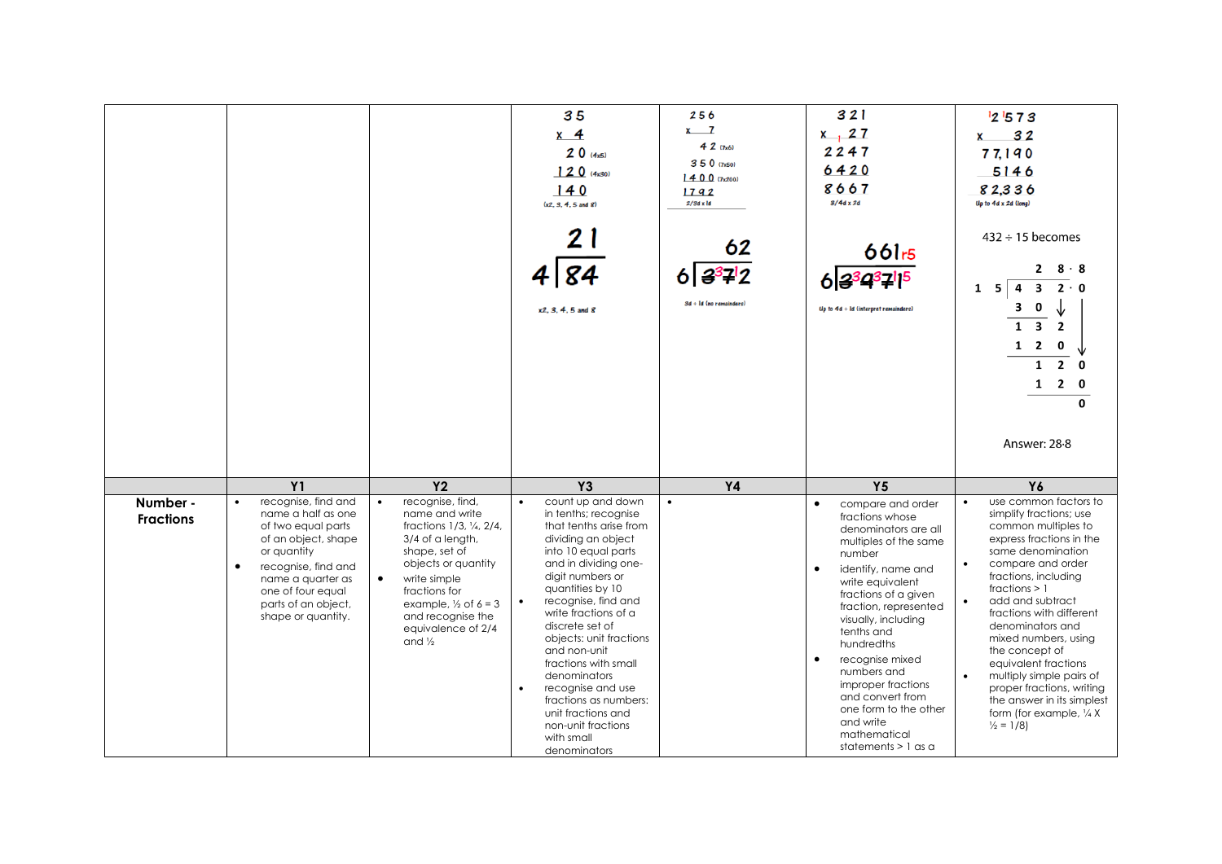| | | | | | | |
|---|---|---|---|---|---|---|
| | | | 35<br>x 4<br>20 (4x5)<br>120 (4x30)<br>140<br>(x2, 3, 4, 5 and 8)<br><br>21<br>4 ⟌84<br>x2, 3, 4, 5 and 8 | 256<br>x 7<br>42 (7x6)<br>350 (7x50)<br>1400 (7x200)<br>1792<br>2/3d x 1d<br><br>62<br>6 ⟌3³7¹2<br>3d ÷ 1d (no remainders) | 321<br>x 27<br>2247<br>6420<br>8667<br>3/4d x 2d<br><br>661 r5<br>6⟌3³9³7¹1⁵<br>Up to 4d ÷ 1d (interpret remainders) | ¹2¹573<br>x 32<br>77,190<br>5146<br>82,336<br>Up to 4d x 2d (long)<br><br>432 ÷ 15 becomes<br>28·8<br>15 ⟌432·0<br>30<br>132<br>120<br>120<br>120<br>0<br><br>Answer: 28·8 |
| | **Y1** | **Y2** | **Y3** | **Y4** | **Y5** | **Y6** |
| **Number - Fractions** | • recognise, find and name a half as one of two equal parts of an object, shape or quantity<br>• recognise, find and name a quarter as one of four equal parts of an object, shape or quantity. | • recognise, find, name and write fractions 1/3, ¼, 2/4, 3/4 of a length, shape, set of objects or quantity<br>• write simple fractions for example, ½ of 6 = 3 and recognise the equivalence of 2/4 and ½ | • count up and down in tenths; recognise that tenths arise from dividing an object into 10 equal parts and in dividing one-digit numbers or quantities by 10<br>• recognise, find and write fractions of a discrete set of objects: unit fractions and non-unit fractions with small denominators<br>• recognise and use fractions as numbers: unit fractions and non-unit fractions with small denominators | • | • compare and order fractions whose denominators are all multiples of the same number<br>• identify, name and write equivalent fractions of a given fraction, represented visually, including tenths and hundredths<br>• recognise mixed numbers and improper fractions and convert from one form to the other and write mathematical statements > 1 as a | • use common factors to simplify fractions; use common multiples to express fractions in the same denomination<br>• compare and order fractions, including fractions > 1<br>• add and subtract fractions with different denominators and mixed numbers, using the concept of equivalent fractions<br>• multiply simple pairs of proper fractions, writing the answer in its simplest form (for example, ¼ X ½ = 1/8) |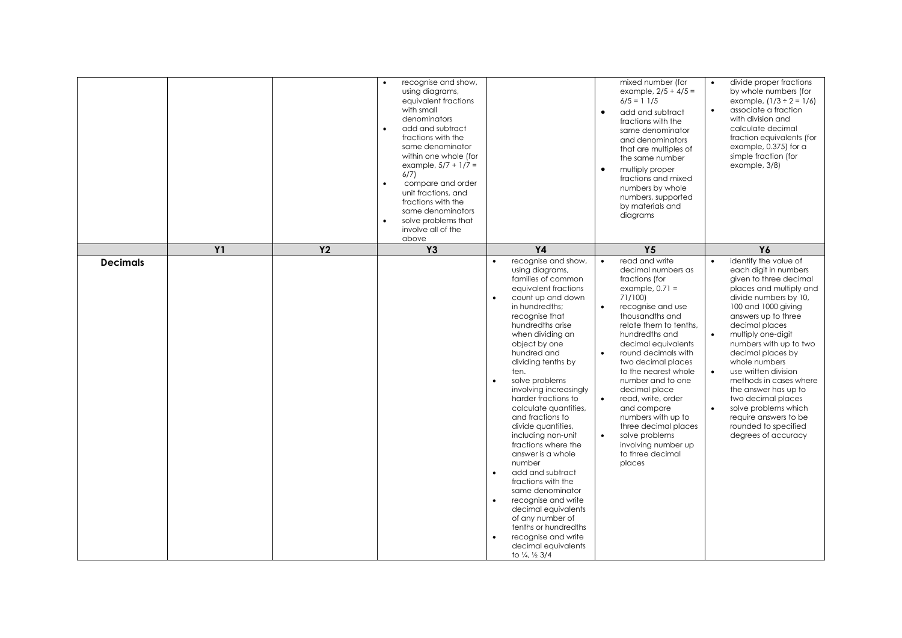| | | | | | | |
|---|---|---|---|---|---|---|
| | | | • recognise and show, using diagrams, equivalent fractions with small denominators<br>• add and subtract fractions with the same denominator within one whole (for example, 5/7 + 1/7 = 6/7)<br>• compare and order unit fractions, and fractions with the same denominators<br>• solve problems that involve all of the above | | mixed number (for example, 2/5 + 4/5 = 6/5 = 1 1/5<br>• add and subtract fractions with the same denominator and denominators that are multiples of the same number<br>• multiply proper fractions and mixed numbers by whole numbers, supported by materials and diagrams | • divide proper fractions by whole numbers (for example, (1/3 ÷ 2 = 1/6)<br>• associate a fraction with division and calculate decimal fraction equivalents (for example, 0.375) for a simple fraction (for example, 3/8) |
| | **Y1** | **Y2** | **Y3** | **Y4** | **Y5** | **Y6** |
| **Decimals** | | | | • recognise and show, using diagrams, families of common equivalent fractions<br>• count up and down in hundredths; recognise that hundredths arise when dividing an object by one hundred and dividing tenths by ten.<br>• solve problems involving increasingly harder fractions to calculate quantities, and fractions to divide quantities, including non-unit fractions where the answer is a whole number<br>• add and subtract fractions with the same denominator<br>• recognise and write decimal equivalents of any number of tenths or hundredths<br>• recognise and write decimal equivalents to ¼, ½ 3/4 | • read and write decimal numbers as fractions (for example, 0.71 = 71/100)<br>• recognise and use thousandths and relate them to tenths, hundredths and decimal equivalents<br>• round decimals with two decimal places to the nearest whole number and to one decimal place<br>• read, write, order and compare numbers with up to three decimal places<br>• solve problems involving number up to three decimal places | • identify the value of each digit in numbers given to three decimal places and multiply and divide numbers by 10, 100 and 1000 giving answers up to three decimal places<br>• multiply one-digit numbers with up to two decimal places by whole numbers<br>• use written division methods in cases where the answer has up to two decimal places<br>• solve problems which require answers to be rounded to specified degrees of accuracy |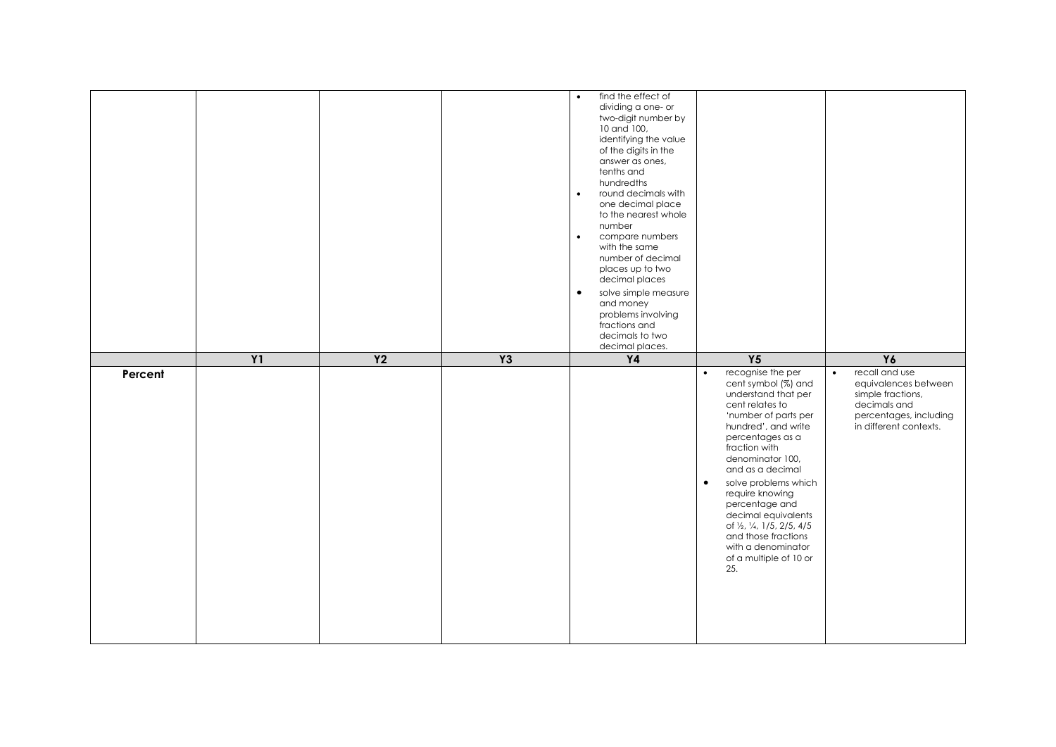|  |  |  |  |  |  |  |
|---|---|---|---|---|---|---|
|  |  |  |  | • find the effect of dividing a one- or two-digit number by 10 and 100, identifying the value of the digits in the answer as ones, tenths and hundredths<br>• round decimals with one decimal place to the nearest whole number<br>• compare numbers with the same number of decimal places up to two decimal places<br>• solve simple measure and money problems involving fractions and decimals to two decimal places. |  |  |
|  | **Y1** | **Y2** | **Y3** | **Y4** | **Y5** | **Y6** |
| **Percent** |  |  |  |  | • recognise the per cent symbol (%) and understand that per cent relates to 'number of parts per hundred', and write percentages as a fraction with denominator 100, and as a decimal<br>• solve problems which require knowing percentage and decimal equivalents of ½, ¼, 1/5, 2/5, 4/5 and those fractions with a denominator of a multiple of 10 or 25. | • recall and use equivalences between simple fractions, decimals and percentages, including in different contexts. |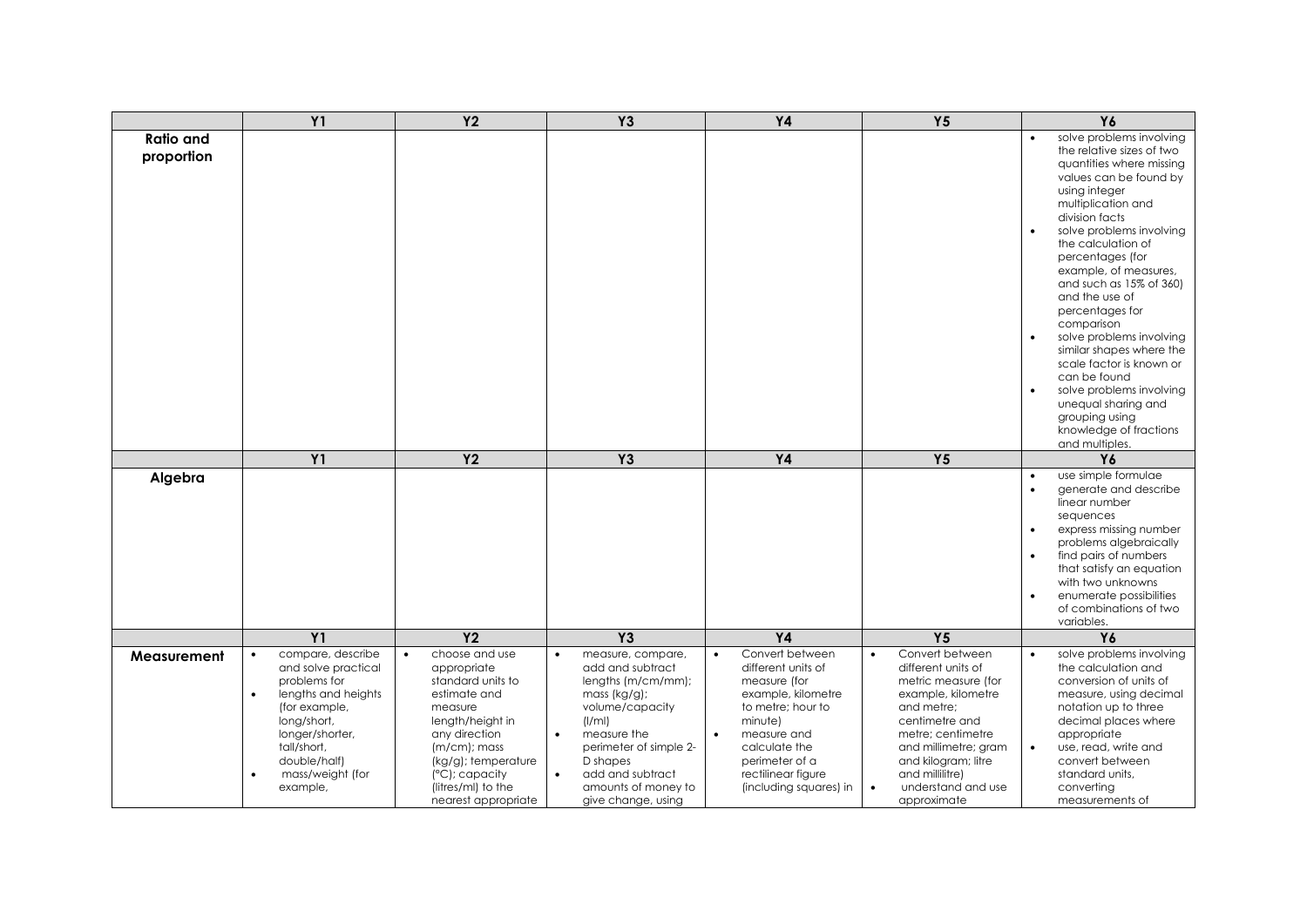| | Y1 | Y2 | Y3 | Y4 | Y5 | Y6 |
|---|---|---|---|---|---|---|
| **Ratio and proportion** | | | | | | • solve problems involving the relative sizes of two quantities where missing values can be found by using integer multiplication and division facts<br>• solve problems involving the calculation of percentages (for example, of measures, and such as 15% of 360) and the use of percentages for comparison<br>• solve problems involving similar shapes where the scale factor is known or can be found<br>• solve problems involving unequal sharing and grouping using knowledge of fractions and multiples. |
| | **Y1** | **Y2** | **Y3** | **Y4** | **Y5** | **Y6** |
| **Algebra** | | | | | | • use simple formulae<br>• generate and describe linear number sequences<br>• express missing number problems algebraically<br>• find pairs of numbers that satisfy an equation with two unknowns<br>• enumerate possibilities of combinations of two variables. |
| | **Y1** | **Y2** | **Y3** | **Y4** | **Y5** | **Y6** |
| **Measurement** | • compare, describe and solve practical problems for<br>• lengths and heights (for example, long/short, longer/shorter, tall/short, double/half)<br>• mass/weight (for example, | • choose and use appropriate standard units to estimate and measure length/height in any direction (m/cm); mass (kg/g); temperature (°C); capacity (litres/ml) to the nearest appropriate | • measure, compare, add and subtract lengths (m/cm/mm); mass (kg/g); volume/capacity (l/ml)<br>• measure the perimeter of simple 2-D shapes<br>• add and subtract amounts of money to give change, using | • Convert between different units of measure (for example, kilometre to metre; hour to minute)<br>• measure and calculate the perimeter of a rectilinear figure (including squares) in | • Convert between different units of metric measure (for example, kilometre and metre; centimetre and metre; centimetre and millimetre; gram and kilogram; litre and millilitre)<br>• understand and use approximate | • solve problems involving the calculation and conversion of units of measure, using decimal notation up to three decimal places where appropriate<br>• use, read, write and convert between standard units, converting measurements of |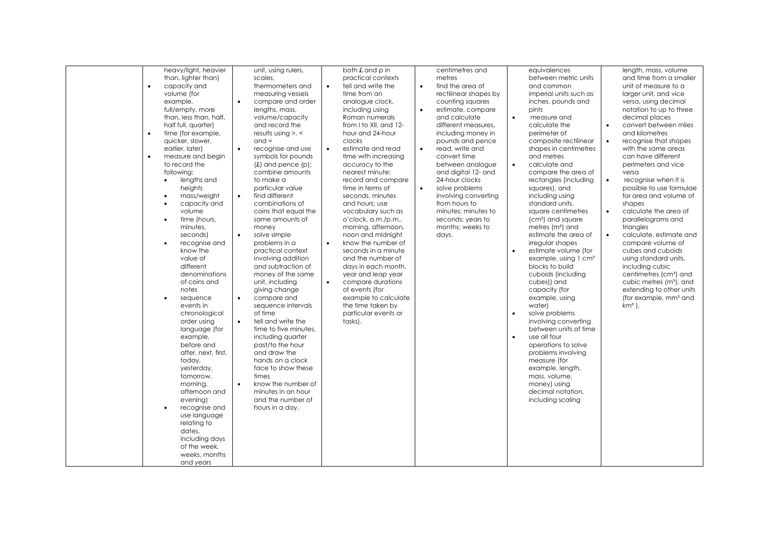|  |  |  |  |  |  |  |
|---|---|---|---|---|---|---|
|  | heavy/light, heavier than, lighter than)<br>• capacity and volume (for example, full/empty, more than, less than, half, half full, quarter)<br>• time (for example, quicker, slower, earlier, later)<br>• measure and begin to record the following:<br>  ◦ lengths and heights<br>  ◦ mass/weight<br>  ◦ capacity and volume<br>  ◦ time (hours, minutes, seconds)<br>  ◦ recognise and know the value of different denominations of coins and notes<br>  ◦ sequence events in chronological order using language (for example, before and after, next, first, today, yesterday, tomorrow, morning, afternoon and evening)<br>  ◦ recognise and use language relating to dates, including days of the week, weeks, months and years | unit, using rulers, scales, thermometers and measuring vessels<br>• compare and order lengths, mass, volume/capacity and record the results using >, < and =<br>• recognise and use symbols for pounds (£) and pence (p); combine amounts to make a particular value<br>• find different combinations of coins that equal the same amounts of money<br>• solve simple problems in a practical context involving addition and subtraction of money of the same unit, including giving change<br>• compare and sequence intervals of time<br>• tell and write the time to five minutes, including quarter past/to the hour and draw the hands on a clock face to show these times<br>• know the number of minutes in an hour and the number of hours in a day. | both £ and p in practical contexts<br>• tell and write the time from an analogue clock, including using Roman numerals from I to XII, and 12-hour and 24-hour clocks<br>• estimate and read time with increasing accuracy to the nearest minute; record and compare time in terms of seconds, minutes and hours; use vocabulary such as o'clock, a.m./p.m., morning, afternoon, noon and midnight<br>• know the number of seconds in a minute and the number of days in each month, year and leap year<br>• compare durations of events (for example to calculate the time taken by particular events or tasks). | centimetres and metres<br>• find the area of rectilinear shapes by counting squares<br>• estimate, compare and calculate different measures, including money in pounds and pence<br>• read, write and convert time between analogue and digital 12- and 24-hour clocks<br>• solve problems involving converting from hours to minutes; minutes to seconds; years to months; weeks to days. | equivalences between metric units and common imperial units such as inches, pounds and pints<br>• measure and calculate the perimeter of composite rectilinear shapes in centimetres and metres<br>• calculate and compare the area of rectangles (including squares), and including using standard units, square centimetres ($cm^2$) and square metres ($m^2$) and estimate the area of irregular shapes<br>• estimate volume (for example, using 1 $cm^3$ blocks to build cuboids (including cubes)) and capacity (for example, using water)<br>• solve problems involving converting between units of time<br>• use all four operations to solve problems involving measure (for example, length, mass, volume, money) using decimal notation, including scaling | length, mass, volume and time from a smaller unit of measure to a larger unit, and vice versa, using decimal notation to up to three decimal places<br>• convert between miles and kilometres<br>• recognise that shapes with the same areas can have different perimeters and vice versa<br>• recognise when it is possible to use formulae for area and volume of shapes<br>• calculate the area of parallelograms and triangles<br>• calculate, estimate and compare volume of cubes and cuboids using standard units, including cubic centimetres ($cm^3$) and cubic metres ($m^3$), and extending to other units (for example, $mm^3$ and $km^3$ ). |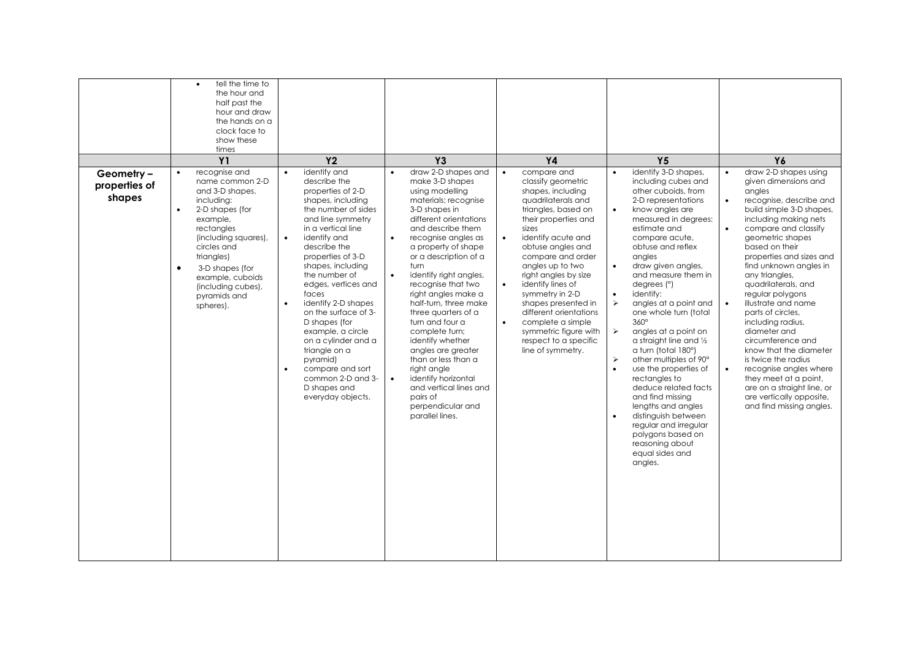| | Y1 | Y2 | Y3 | Y4 | Y5 | Y6 |
|---|---|---|---|---|---|---|
| | • tell the time to the hour and half past the hour and draw the hands on a clock face to show these times | | | | | |
| | **Y1** | **Y2** | **Y3** | **Y4** | **Y5** | **Y6** |
| **Geometry – properties of shapes** | • recognise and name common 2-D and 3-D shapes, including:<br>• 2-D shapes (for example, rectangles (including squares), circles and triangles)<br>• 3-D shapes (for example, cuboids (including cubes), pyramids and spheres). | • identify and describe the properties of 2-D shapes, including the number of sides and line symmetry in a vertical line<br>• identify and describe the properties of 3-D shapes, including the number of edges, vertices and faces<br>• identify 2-D shapes on the surface of 3-D shapes (for example, a circle on a cylinder and a triangle on a pyramid)<br>• compare and sort common 2-D and 3-D shapes and everyday objects. | • draw 2-D shapes and make 3-D shapes using modelling materials; recognise 3-D shapes in different orientations and describe them<br>• recognise angles as a property of shape or a description of a turn<br>• identify right angles, recognise that two right angles make a half-turn, three make three quarters of a turn and four a complete turn; identify whether angles are greater than or less than a right angle<br>• identify horizontal and vertical lines and pairs of perpendicular and parallel lines. | • compare and classify geometric shapes, including quadrilaterals and triangles, based on their properties and sizes<br>• identify acute and obtuse angles and compare and order angles up to two right angles by size<br>• identify lines of symmetry in 2-D shapes presented in different orientations<br>• complete a simple symmetric figure with respect to a specific line of symmetry. | • identify 3-D shapes, including cubes and other cuboids, from 2-D representations<br>• know angles are measured in degrees: estimate and compare acute, obtuse and reflex angles<br>• draw given angles, and measure them in degrees (°)<br>• identify:<br>➢ angles at a point and one whole turn (total 360°<br>➢ angles at a point on a straight line and ½ a turn (total 180°)<br>➢ other multiples of 90°<br>• use the properties of rectangles to deduce related facts and find missing lengths and angles<br>• distinguish between regular and irregular polygons based on reasoning about equal sides and angles. | • draw 2-D shapes using given dimensions and angles<br>• recognise, describe and build simple 3-D shapes, including making nets<br>• compare and classify geometric shapes based on their properties and sizes and find unknown angles in any triangles, quadrilaterals, and regular polygons<br>• illustrate and name parts of circles, including radius, diameter and circumference and know that the diameter is twice the radius<br>• recognise angles where they meet at a point, are on a straight line, or are vertically opposite, and find missing angles. |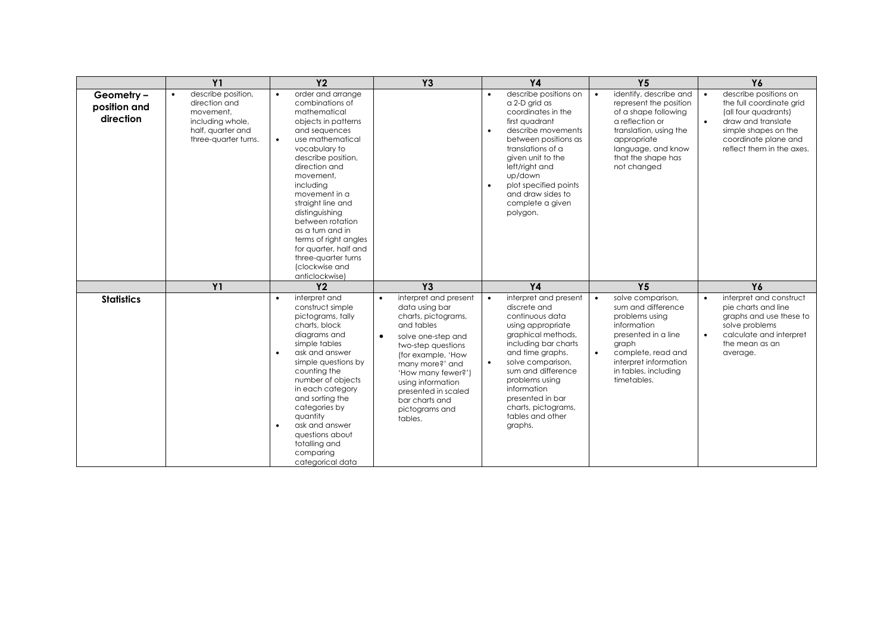| | Y1 | Y2 | Y3 | Y4 | Y5 | Y6 |
|---|---|---|---|---|---|---|
| **Geometry – position and direction** | • describe position, direction and movement, including whole, half, quarter and three-quarter turns. | • order and arrange combinations of mathematical objects in patterns and sequences<br>• use mathematical vocabulary to describe position, direction and movement, including movement in a straight line and distinguishing between rotation as a turn and in terms of right angles for quarter, half and three-quarter turns (clockwise and anticlockwise) | | • describe positions on a 2-D grid as coordinates in the first quadrant<br>• describe movements between positions as translations of a given unit to the left/right and up/down<br>• plot specified points and draw sides to complete a given polygon. | • identify, describe and represent the position of a shape following a reflection or translation, using the appropriate language, and know that the shape has not changed | • describe positions on the full coordinate grid (all four quadrants)<br>• draw and translate simple shapes on the coordinate plane and reflect them in the axes. |
| | **Y1** | **Y2** | **Y3** | **Y4** | **Y5** | **Y6** |
| **Statistics** | | • interpret and construct simple pictograms, tally charts, block diagrams and simple tables<br>• ask and answer simple questions by counting the number of objects in each category and sorting the categories by quantity<br>• ask and answer questions about totalling and comparing categorical data | • interpret and present data using bar charts, pictograms, and tables<br>• solve one-step and two-step questions (for example, 'How many more?' and 'How many fewer?') using information presented in scaled bar charts and pictograms and tables. | • interpret and present discrete and continuous data using appropriate graphical methods, including bar charts and time graphs.<br>• solve comparison, sum and difference problems using information presented in bar charts, pictograms, tables and other graphs. | • solve comparison, sum and difference problems using information presented in a line graph<br>• complete, read and interpret information in tables, including timetables. | • interpret and construct pie charts and line graphs and use these to solve problems<br>• calculate and interpret the mean as an average. |